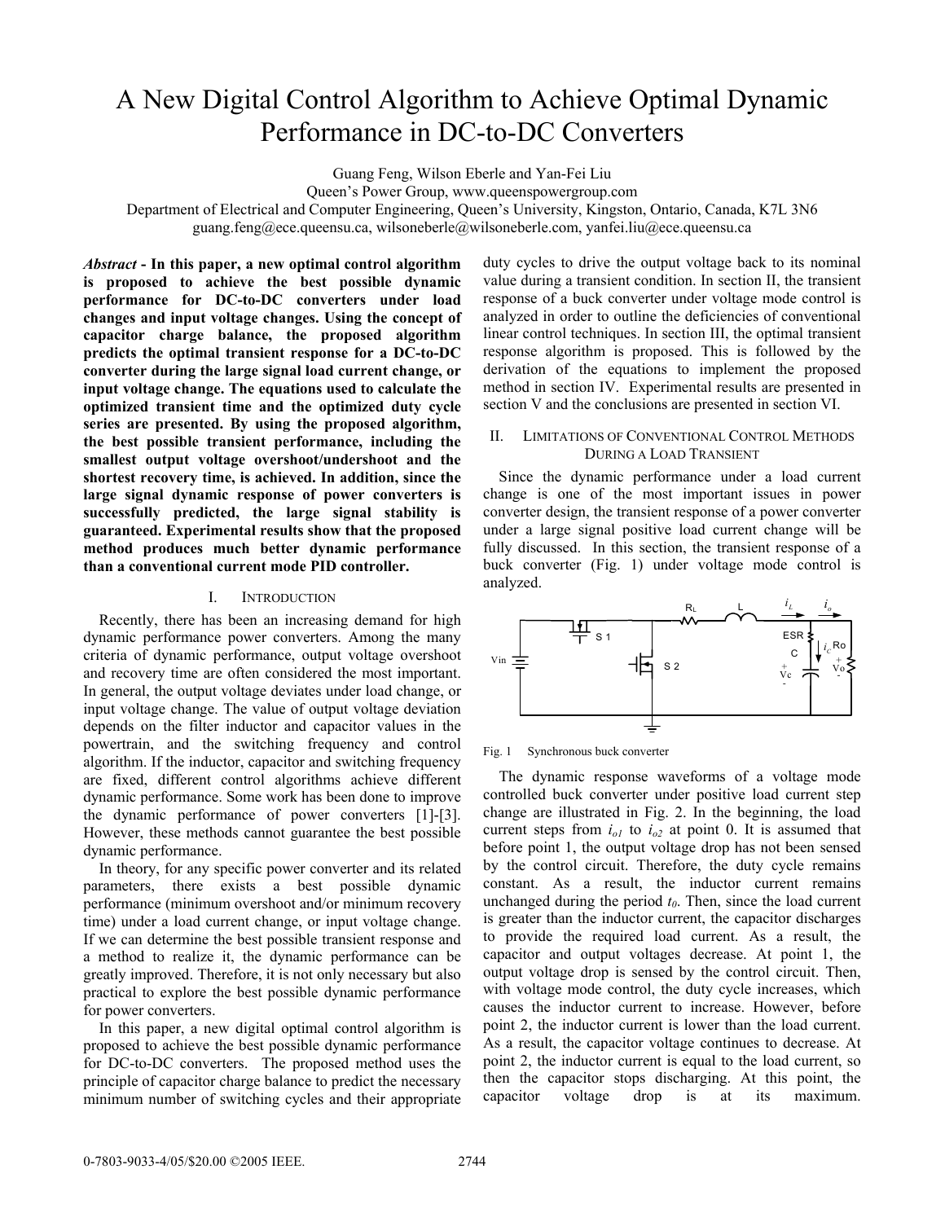# A New Digital Control Algorithm to Achieve Optimal Dynamic Performance in DC-to-DC Converters

Guang Feng, Wilson Eberle and Yan-Fei Liu

Queen's Power Group, www.queenspowergroup.com

Department of Electrical and Computer Engineering, Queen's University, Kingston, Ontario, Canada, K7L 3N6

guang.feng@ece.queensu.ca, wilsoneberle@wilsoneberle.com, yanfei.liu@ece.queensu.ca

***Abstract* - In this paper, a new optimal control algorithm is proposed to achieve the best possible dynamic performance for DC-to-DC converters under load changes and input voltage changes. Using the concept of capacitor charge balance, the proposed algorithm predicts the optimal transient response for a DC-to-DC converter during the large signal load current change, or input voltage change. The equations used to calculate the optimized transient time and the optimized duty cycle series are presented. By using the proposed algorithm, the best possible transient performance, including the smallest output voltage overshoot/undershoot and the shortest recovery time, is achieved. In addition, since the large signal dynamic response of power converters is successfully predicted, the large signal stability is guaranteed. Experimental results show that the proposed method produces much better dynamic performance than a conventional current mode PID controller.**

## I. INTRODUCTION

Recently, there has been an increasing demand for high dynamic performance power converters. Among the many criteria of dynamic performance, output voltage overshoot and recovery time are often considered the most important. In general, the output voltage deviates under load change, or input voltage change. The value of output voltage deviation depends on the filter inductor and capacitor values in the powertrain, and the switching frequency and control algorithm. If the inductor, capacitor and switching frequency are fixed, different control algorithms achieve different dynamic performance. Some work has been done to improve the dynamic performance of power converters [1]-[3]. However, these methods cannot guarantee the best possible dynamic performance.

In theory, for any specific power converter and its related parameters, there exists a best possible dynamic performance (minimum overshoot and/or minimum recovery time) under a load current change, or input voltage change. If we can determine the best possible transient response and a method to realize it, the dynamic performance can be greatly improved. Therefore, it is not only necessary but also practical to explore the best possible dynamic performance for power converters.

In this paper, a new digital optimal control algorithm is proposed to achieve the best possible dynamic performance for DC-to-DC converters. The proposed method uses the principle of capacitor charge balance to predict the necessary minimum number of switching cycles and their appropriate duty cycles to drive the output voltage back to its nominal value during a transient condition. In section II, the transient response of a buck converter under voltage mode control is analyzed in order to outline the deficiencies of conventional linear control techniques. In section III, the optimal transient response algorithm is proposed. This is followed by the derivation of the equations to implement the proposed method in section IV. Experimental results are presented in section V and the conclusions are presented in section VI.

## II. LIMITATIONS OF CONVENTIONAL CONTROL METHODS DURING A LOAD TRANSIENT

Since the dynamic performance under a load current change is one of the most important issues in power converter design, the transient response of a power converter under a large signal positive load current change will be fully discussed. In this section, the transient response of a buck converter (Fig. 1) under voltage mode control is analyzed.

Fig. 1 Synchronous buck converter

The dynamic response waveforms of a voltage mode controlled buck converter under positive load current step change are illustrated in Fig. 2. In the beginning, the load current steps from $i_{o1}$ to $i_{o2}$ at point 0. It is assumed that before point 1, the output voltage drop has not been sensed by the control circuit. Therefore, the duty cycle remains constant. As a result, the inductor current remains unchanged during the period $t_0$. Then, since the load current is greater than the inductor current, the capacitor discharges to provide the required load current. As a result, the capacitor and output voltages decrease. At point 1, the output voltage drop is sensed by the control circuit. Then, with voltage mode control, the duty cycle increases, which causes the inductor current to increase. However, before point 2, the inductor current is lower than the load current. As a result, the capacitor voltage continues to decrease. At point 2, the inductor current is equal to the load current, so then the capacitor stops discharging. At this point, the capacitor voltage drop is at its maximum.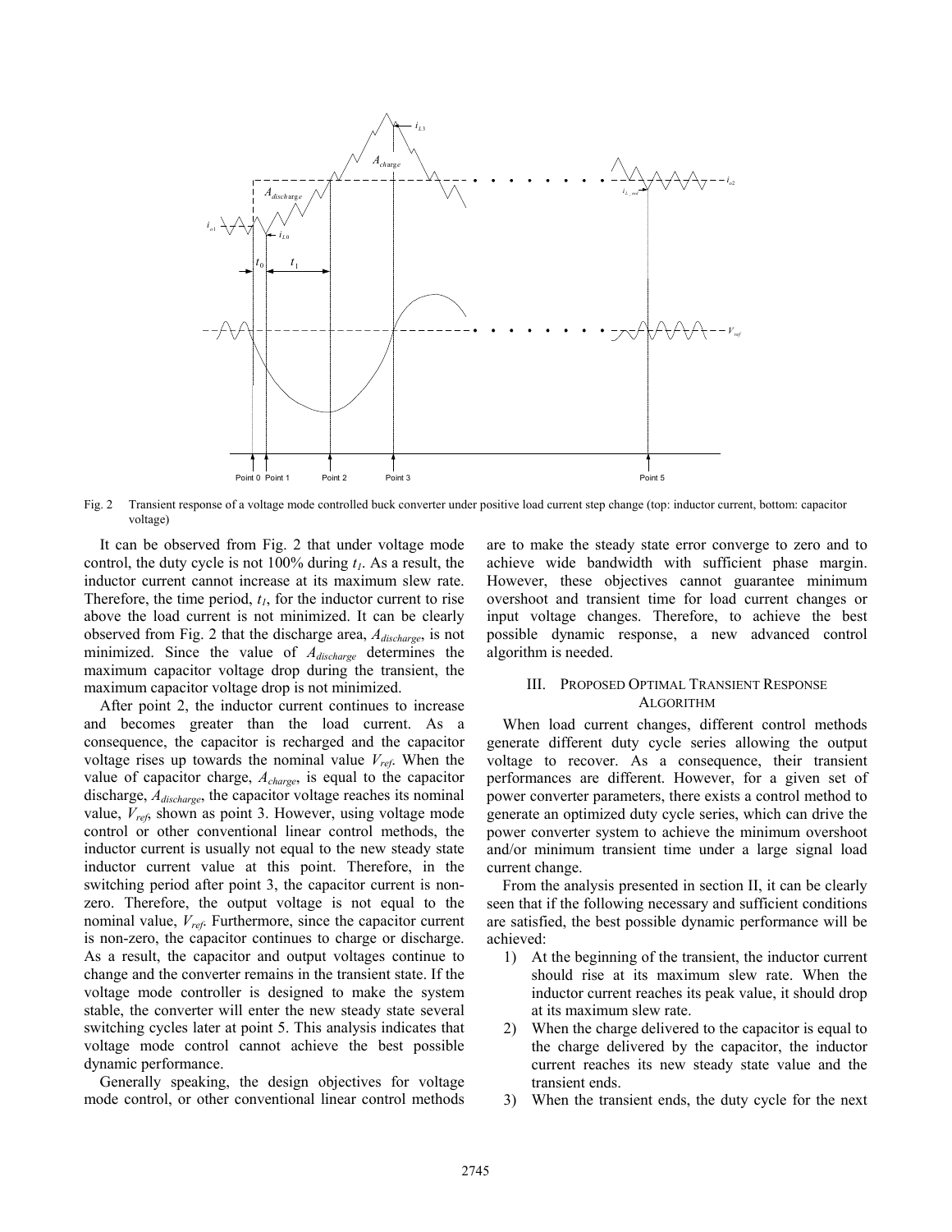$i_{L3}$

$A_{charge}$

$A_{discharge}$

$i_{o2}$

$i_{L\_end}$

$i_{o1}$

$i_{L0}$

$t_0$

$t_1$

$V_{ref}$

Point 0 Point 1 Point 2 Point 3 Point 5

Fig. 2 Transient response of a voltage mode controlled buck converter under positive load current step change (top: inductor current, bottom: capacitor voltage)

It can be observed from Fig. 2 that under voltage mode control, the duty cycle is not 100% during $t_1$. As a result, the inductor current cannot increase at its maximum slew rate. Therefore, the time period, $t_1$, for the inductor current to rise above the load current is not minimized. It can be clearly observed from Fig. 2 that the discharge area, $A_{discharge}$, is not minimized. Since the value of $A_{discharge}$ determines the maximum capacitor voltage drop during the transient, the maximum capacitor voltage drop is not minimized.

After point 2, the inductor current continues to increase and becomes greater than the load current. As a consequence, the capacitor is recharged and the capacitor voltage rises up towards the nominal value $V_{ref}$. When the value of capacitor charge, $A_{charge}$, is equal to the capacitor discharge, $A_{discharge}$, the capacitor voltage reaches its nominal value, $V_{ref}$, shown as point 3. However, using voltage mode control or other conventional linear control methods, the inductor current is usually not equal to the new steady state inductor current value at this point. Therefore, in the switching period after point 3, the capacitor current is non-zero. Therefore, the output voltage is not equal to the nominal value, $V_{ref}$. Furthermore, since the capacitor current is non-zero, the capacitor continues to charge or discharge. As a result, the capacitor and output voltages continue to change and the converter remains in the transient state. If the voltage mode controller is designed to make the system stable, the converter will enter the new steady state several switching cycles later at point 5. This analysis indicates that voltage mode control cannot achieve the best possible dynamic performance.

Generally speaking, the design objectives for voltage mode control, or other conventional linear control methods are to make the steady state error converge to zero and to achieve wide bandwidth with sufficient phase margin. However, these objectives cannot guarantee minimum overshoot and transient time for load current changes or input voltage changes. Therefore, to achieve the best possible dynamic response, a new advanced control algorithm is needed.

## III. Proposed Optimal Transient Response Algorithm

When load current changes, different control methods generate different duty cycle series allowing the output voltage to recover. As a consequence, their transient performances are different. However, for a given set of power converter parameters, there exists a control method to generate an optimized duty cycle series, which can drive the power converter system to achieve the minimum overshoot and/or minimum transient time under a large signal load current change.

From the analysis presented in section II, it can be clearly seen that if the following necessary and sufficient conditions are satisfied, the best possible dynamic performance will be achieved:

1) At the beginning of the transient, the inductor current should rise at its maximum slew rate. When the inductor current reaches its peak value, it should drop at its maximum slew rate.
2) When the charge delivered to the capacitor is equal to the charge delivered by the capacitor, the inductor current reaches its new steady state value and the transient ends.
3) When the transient ends, the duty cycle for the next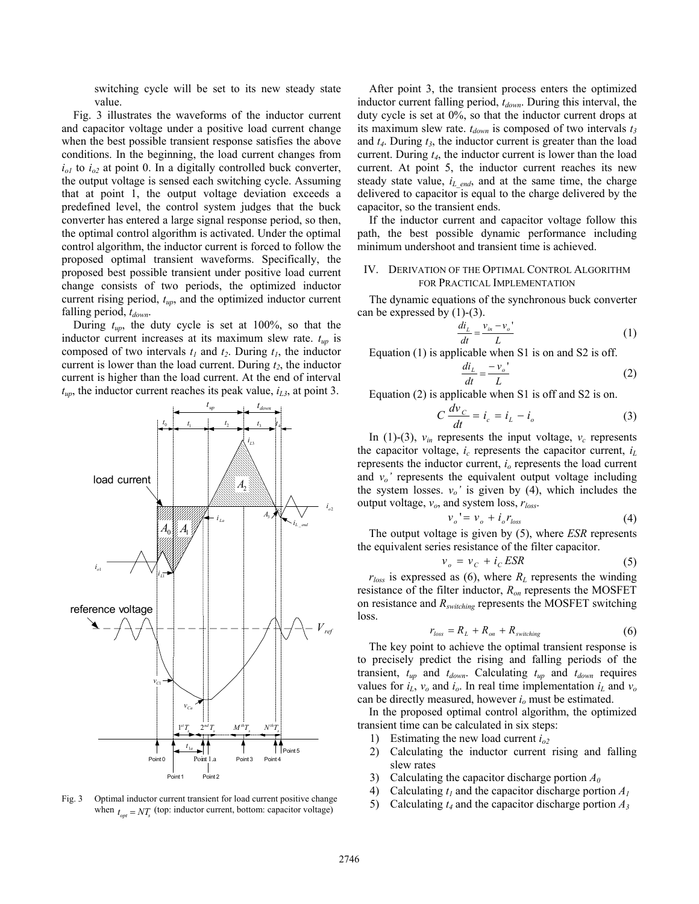switching cycle will be set to its new steady state value.

Fig. 3 illustrates the waveforms of the inductor current and capacitor voltage under a positive load current change when the best possible transient response satisfies the above conditions. In the beginning, the load current changes from $i_{o1}$ to $i_{o2}$ at point 0. In a digitally controlled buck converter, the output voltage is sensed each switching cycle. Assuming that at point 1, the output voltage deviation exceeds a predefined level, the control system judges that the buck converter has entered a large signal response period, so then, the optimal control algorithm is activated. Under the optimal control algorithm, the inductor current is forced to follow the proposed optimal transient waveforms. Specifically, the proposed best possible transient under positive load current change consists of two periods, the optimized inductor current rising period, $t_{up}$, and the optimized inductor current falling period, $t_{down}$.

During $t_{up}$, the duty cycle is set at 100%, so that the inductor current increases at its maximum slew rate. $t_{up}$ is composed of two intervals $t_1$ and $t_2$. During $t_1$, the inductor current is lower than the load current. During $t_2$, the inductor current is higher than the load current. At the end of interval $t_{up}$, the inductor current reaches its peak value, $i_{L3}$, at point 3.

Fig. 3 Optimal inductor current transient for load current positive change when $t_{opt} = NT_s$ (top: inductor current, bottom: capacitor voltage)

After point 3, the transient process enters the optimized inductor current falling period, $t_{down}$. During this interval, the duty cycle is set at 0%, so that the inductor current drops at its maximum slew rate. $t_{down}$ is composed of two intervals $t_3$ and $t_4$. During $t_3$, the inductor current is greater than the load current. During $t_4$, the inductor current is lower than the load current. At point 5, the inductor current reaches its new steady state value, $i_{L\_end}$, and at the same time, the charge delivered to capacitor is equal to the charge delivered by the capacitor, so the transient ends.

If the inductor current and capacitor voltage follow this path, the best possible dynamic performance including minimum undershoot and transient time is achieved.

## IV. Derivation of the Optimal Control Algorithm for Practical Implementation

The dynamic equations of the synchronous buck converter can be expressed by (1)-(3).

$$\frac{di_L}{dt} = \frac{v_{in} - v_o'}{L} \tag{1}$$

Equation (1) is applicable when S1 is on and S2 is off.

$$\frac{di_L}{dt} = \frac{-v_o'}{L} \tag{2}$$

Equation (2) is applicable when S1 is off and S2 is on.

$$C\frac{dv_C}{dt} = i_c = i_L - i_o \tag{3}$$

In (1)-(3), $v_{in}$ represents the input voltage, $v_c$ represents the capacitor voltage, $i_c$ represents the capacitor current, $i_L$ represents the inductor current, $i_o$ represents the load current and $v_o'$ represents the equivalent output voltage including the system losses. $v_o'$ is given by (4), which includes the output voltage, $v_o$, and system loss, $r_{loss}$.

$$v_o' = v_o + i_o r_{loss} \tag{4}$$

The output voltage is given by (5), where *ESR* represents the equivalent series resistance of the filter capacitor.

$$v_o = v_C + i_C\, ESR \tag{5}$$

$r_{loss}$ is expressed as (6), where $R_L$ represents the winding resistance of the filter inductor, $R_{on}$ represents the MOSFET on resistance and $R_{switching}$ represents the MOSFET switching loss.

$$r_{loss} = R_L + R_{on} + R_{switching} \tag{6}$$

The key point to achieve the optimal transient response is to precisely predict the rising and falling periods of the transient, $t_{up}$ and $t_{down}$. Calculating $t_{up}$ and $t_{down}$ requires values for $i_L$, $v_o$ and $i_o$. In real time implementation $i_L$ and $v_o$ can be directly measured, however $i_o$ must be estimated.

In the proposed optimal control algorithm, the optimized transient time can be calculated in six steps:

1) Estimating the new load current $i_{o2}$
2) Calculating the inductor current rising and falling slew rates
3) Calculating the capacitor discharge portion $A_0$
4) Calculating $t_1$ and the capacitor discharge portion $A_1$
5) Calculating $t_4$ and the capacitor discharge portion $A_3$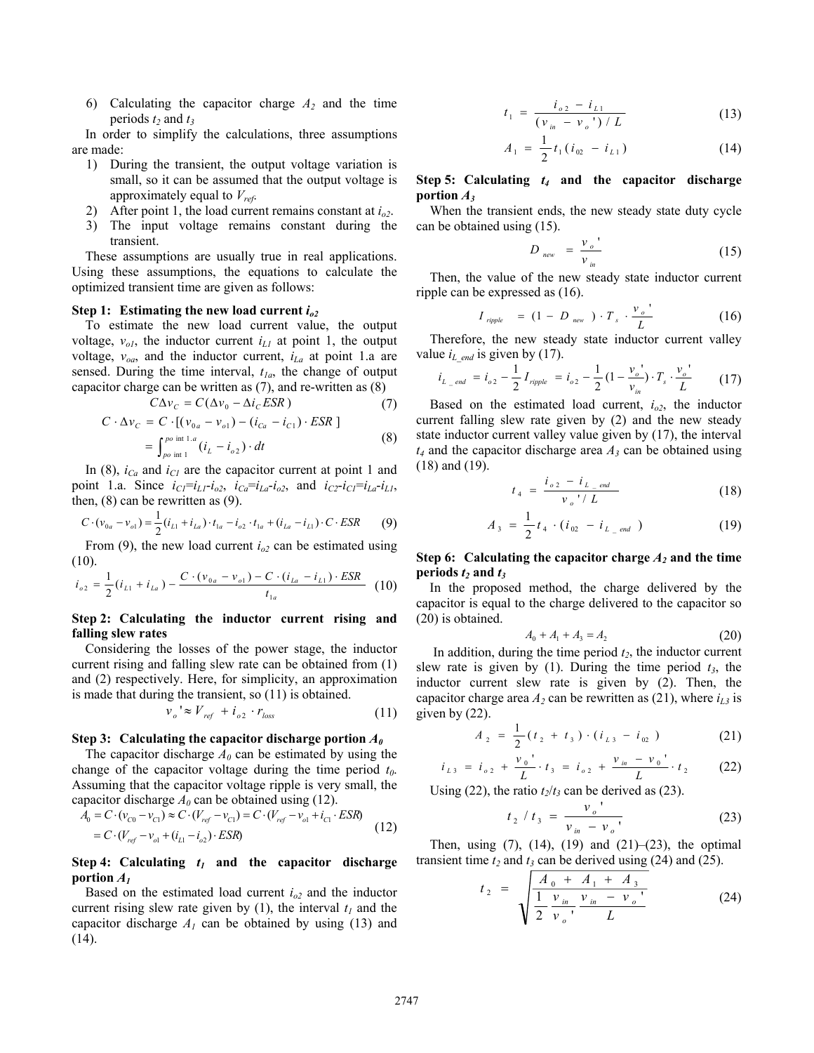6) Calculating the capacitor charge $A_2$ and the time periods $t_2$ and $t_3$

In order to simplify the calculations, three assumptions are made:

1) During the transient, the output voltage variation is small, so it can be assumed that the output voltage is approximately equal to $V_{ref}$.
2) After point 1, the load current remains constant at $i_{o2}$.
3) The input voltage remains constant during the transient.

These assumptions are usually true in real applications. Using these assumptions, the equations to calculate the optimized transient time are given as follows:

**Step 1: Estimating the new load current $i_{o2}$**

To estimate the new load current value, the output voltage, $v_{o1}$, the inductor current $i_{L1}$ at point 1, the output voltage, $v_{oa}$, and the inductor current, $i_{La}$ at point 1.a are sensed. During the time interval, $t_{1a}$, the change of output capacitor charge can be written as (7), and re-written as (8)

$$C\Delta v_C = C(\Delta v_0 - \Delta i_C ESR) \tag{7}$$

$$\begin{aligned} C \cdot \Delta v_C &= C \cdot [(v_{0a} - v_{o1}) - (i_{Ca} - i_{C1}) \cdot ESR] \\ &= \int_{point\,1}^{point\,1.a} (i_L - i_{o2}) \cdot dt \end{aligned} \tag{8}$$

In (8), $i_{Ca}$ and $i_{C1}$ are the capacitor current at point 1 and point 1.a. Since $i_{C1}$=$i_{L1}$-$i_{o2}$, $i_{Ca}$=$i_{La}$-$i_{o2}$, and $i_{C2}$-$i_{C1}$=$i_{La}$-$i_{L1}$, then, (8) can be rewritten as (9).

$$C \cdot (v_{0a} - v_{o1}) = \frac{1}{2}(i_{L1} + i_{La}) \cdot t_{1a} - i_{o2} \cdot t_{1a} + (i_{La} - i_{L1}) \cdot C \cdot ESR \tag{9}$$

From (9), the new load current $i_{o2}$ can be estimated using (10).

$$i_{o2} = \frac{1}{2}(i_{L1} + i_{La}) - \frac{C \cdot (v_{0a} - v_{o1}) - C \cdot (i_{La} - i_{L1}) \cdot ESR}{t_{1a}} \tag{10}$$

**Step 2: Calculating the inductor current rising and falling slew rates**

Considering the losses of the power stage, the inductor current rising and falling slew rate can be obtained from (1) and (2) respectively. Here, for simplicity, an approximation is made that during the transient, so (11) is obtained.

$$v_o' \approx V_{ref} + i_{o2} \cdot r_{loss} \tag{11}$$

**Step 3: Calculating the capacitor discharge portion $A_0$**

The capacitor discharge $A_0$ can be estimated by using the change of the capacitor voltage during the time period $t_0$. Assuming that the capacitor voltage ripple is very small, the capacitor discharge $A_0$ can be obtained using (12).

$$\begin{aligned} A_0 &= C \cdot (v_{C0} - v_{C1}) \approx C \cdot (V_{ref} - v_{C1}) = C \cdot (V_{ref} - v_{o1} + i_{C1} \cdot ESR) \\ &= C \cdot (V_{ref} - v_{o1} + (i_{L1} - i_{o2}) \cdot ESR) \end{aligned} \tag{12}$$

**Step 4: Calculating $t_1$ and the capacitor discharge portion $A_1$**

Based on the estimated load current $i_{o2}$ and the inductor current rising slew rate given by (1), the interval $t_1$ and the capacitor discharge $A_1$ can be obtained by using (13) and (14).

$$t_1 = \frac{i_{o2} - i_{L1}}{(v_{in} - v_o')/L} \tag{13}$$

$$A_1 = \frac{1}{2} t_1 (i_{02} - i_{L1}) \tag{14}$$

**Step 5: Calculating $t_4$ and the capacitor discharge portion $A_3$**

When the transient ends, the new steady state duty cycle can be obtained using (15).

$$D_{new} = \frac{v_o'}{v_{in}} \tag{15}$$

Then, the value of the new steady state inductor current ripple can be expressed as (16).

$$I_{ripple} = (1 - D_{new}) \cdot T_s \cdot \frac{v_o'}{L} \tag{16}$$

Therefore, the new steady state inductor current valley value $i_{L\_end}$ is given by (17).

$$i_{L\_end} = i_{o2} - \frac{1}{2} I_{ripple} = i_{o2} - \frac{1}{2}(1 - \frac{v_o'}{v_{in}}) \cdot T_s \cdot \frac{v_o'}{L} \tag{17}$$

Based on the estimated load current, $i_{o2}$, the inductor current falling slew rate given by (2) and the new steady state inductor current valley value given by (17), the interval $t_4$ and the capacitor discharge area $A_3$ can be obtained using (18) and (19).

$$t_4 = \frac{i_{o2} - i_{L\_end}}{v_o'/L} \tag{18}$$

$$A_3 = \frac{1}{2} t_4 \cdot (i_{02} - i_{L\_end}) \tag{19}$$

**Step 6: Calculating the capacitor charge $A_2$ and the time periods $t_2$ and $t_3$**

In the proposed method, the charge delivered by the capacitor is equal to the charge delivered to the capacitor so (20) is obtained.

$$A_0 + A_1 + A_3 = A_2 \tag{20}$$

In addition, during the time period $t_2$, the inductor current slew rate is given by (1). During the time period $t_3$, the inductor current slew rate is given by (2). Then, the capacitor charge area $A_2$ can be rewritten as (21), where $i_{L3}$ is given by (22).

$$A_2 = \frac{1}{2}(t_2 + t_3) \cdot (i_{L3} - i_{02}) \tag{21}$$

$$i_{L3} = i_{o2} + \frac{v_0'}{L} \cdot t_3 = i_{o2} + \frac{v_{in} - v_0'}{L} \cdot t_2 \tag{22}$$

Using (22), the ratio $t_2/t_3$ can be derived as (23).

$$t_2 / t_3 = \frac{v_o'}{v_{in} - v_o'} \tag{23}$$

Then, using (7), (14), (19) and (21)–(23), the optimal transient time $t_2$ and $t_3$ can be derived using (24) and (25).

$$t_2 = \sqrt{\frac{A_0 + A_1 + A_3}{\frac{1}{2} \frac{v_{in}}{v_o'} \frac{v_{in} - v_o'}{L}}} \tag{24}$$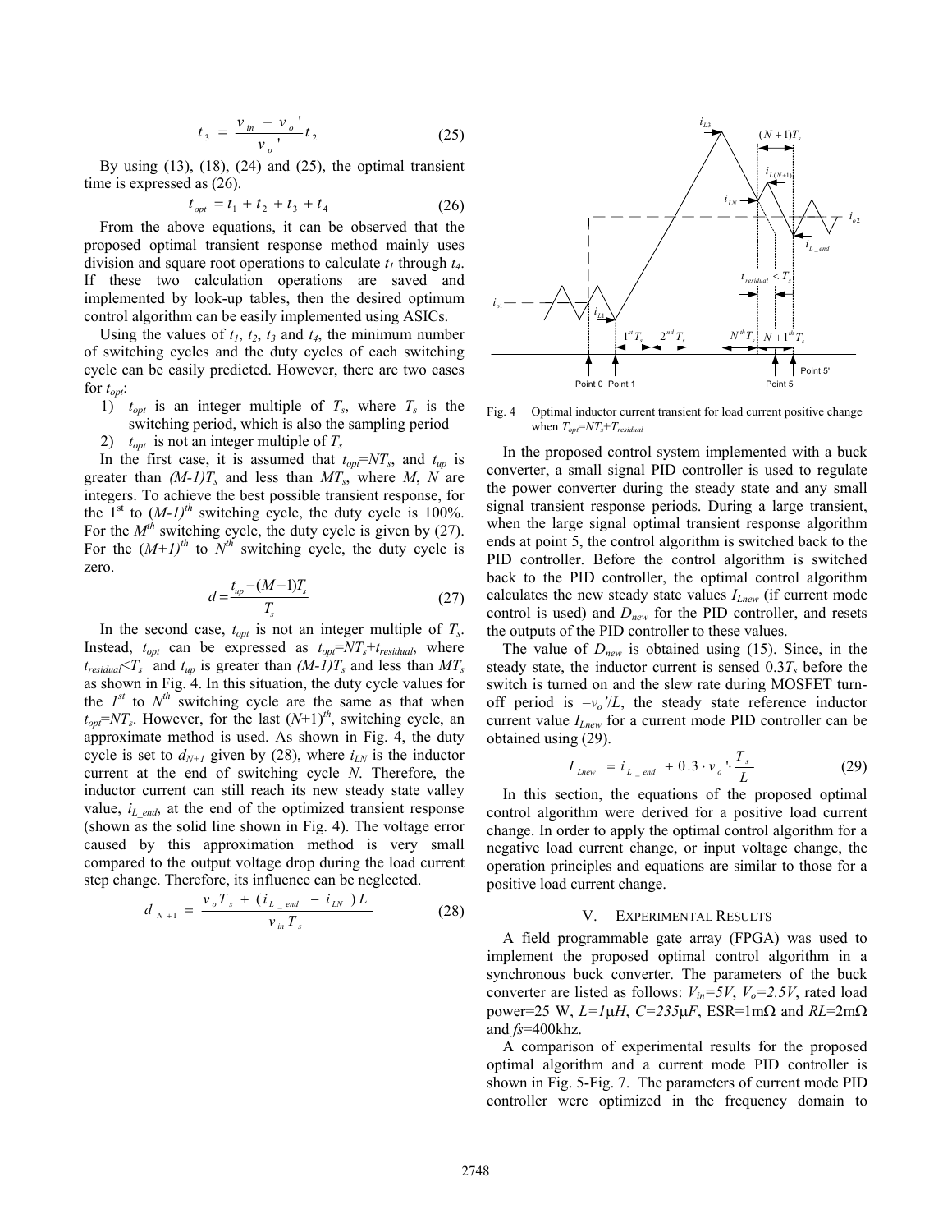$$t_3 = \frac{v_{in} - v_o'}{v_o'} t_2 \tag{25}$$

By using (13), (18), (24) and (25), the optimal transient time is expressed as (26).

$$t_{opt} = t_1 + t_2 + t_3 + t_4 \tag{26}$$

From the above equations, it can be observed that the proposed optimal transient response method mainly uses division and square root operations to calculate $t_1$ through $t_4$. If these two calculation operations are saved and implemented by look-up tables, then the desired optimum control algorithm can be easily implemented using ASICs.

Using the values of $t_1$, $t_2$, $t_3$ and $t_4$, the minimum number of switching cycles and the duty cycles of each switching cycle can be easily predicted. However, there are two cases for $t_{opt}$:

1) $t_{opt}$ is an integer multiple of $T_s$, where $T_s$ is the switching period, which is also the sampling period
2) $t_{opt}$ is not an integer multiple of $T_s$

In the first case, it is assumed that $t_{opt}=NT_s$, and $t_{up}$ is greater than $(M-1)T_s$ and less than $MT_s$, where $M$, $N$ are integers. To achieve the best possible transient response, for the 1[st] to $(M-1)^{th}$ switching cycle, the duty cycle is 100%. For the $M^{th}$ switching cycle, the duty cycle is given by (27). For the $(M+1)^{th}$ to $N^{th}$ switching cycle, the duty cycle is zero.

$$d = \frac{t_{up} - (M-1)T_s}{T_s} \tag{27}$$

In the second case, $t_{opt}$ is not an integer multiple of $T_s$. Instead, $t_{opt}$ can be expressed as $t_{opt}=NT_s+t_{residual}$, where $t_{residual}<T_s$ and $t_{up}$ is greater than $(M-1)T_s$ and less than $MT_s$ as shown in Fig. 4. In this situation, the duty cycle values for the $1^{st}$ to $N^{th}$ switching cycle are the same as that when $t_{opt}=NT_s$. However, for the last $(N+1)^{th}$, switching cycle, an approximate method is used. As shown in Fig. 4, the duty cycle is set to $d_{N+1}$ given by (28), where $i_{LN}$ is the inductor current at the end of switching cycle $N$. Therefore, the inductor current can still reach its new steady state valley value, $i_{L\_end}$, at the end of the optimized transient response (shown as the solid line shown in Fig. 4). The voltage error caused by this approximation method is very small compared to the output voltage drop during the load current step change. Therefore, its influence can be neglected.

$$d_{N+1} = \frac{v_o T_s + (i_{L\_end} - i_{LN})L}{v_{in} T_s} \tag{28}$$

Fig. 4 Optimal inductor current transient for load current positive change when $T_{opt}=NT_s+T_{residual}$

In the proposed control system implemented with a buck converter, a small signal PID controller is used to regulate the power converter during the steady state and any small signal transient response periods. During a large transient, when the large signal optimal transient response algorithm ends at point 5, the control algorithm is switched back to the PID controller. Before the control algorithm is switched back to the PID controller, the optimal control algorithm calculates the new steady state values $I_{Lnew}$ (if current mode control is used) and $D_{new}$ for the PID controller, and resets the outputs of the PID controller to these values.

The value of $D_{new}$ is obtained using (15). Since, in the steady state, the inductor current is sensed $0.3T_s$ before the switch is turned on and the slew rate during MOSFET turn-off period is $-v_o'/L$, the steady state reference inductor current value $I_{Lnew}$ for a current mode PID controller can be obtained using (29).

$$I_{Lnew} = i_{L\_end} + 0.3 \cdot v_o' \cdot \frac{T_s}{L} \tag{29}$$

In this section, the equations of the proposed optimal control algorithm were derived for a positive load current change. In order to apply the optimal control algorithm for a negative load current change, or input voltage change, the operation principles and equations are similar to those for a positive load current change.

## V. Experimental Results

A field programmable gate array (FPGA) was used to implement the proposed optimal control algorithm in a synchronous buck converter. The parameters of the buck converter are listed as follows: $V_{in}=5V$, $V_o=2.5V$, rated load power=25 W, $L=1\mu H$, $C=235\mu F$, ESR=1mΩ and $RL$=2mΩ and $fs$=400khz.

A comparison of experimental results for the proposed optimal algorithm and a current mode PID controller is shown in Fig. 5-Fig. 7. The parameters of current mode PID controller were optimized in the frequency domain to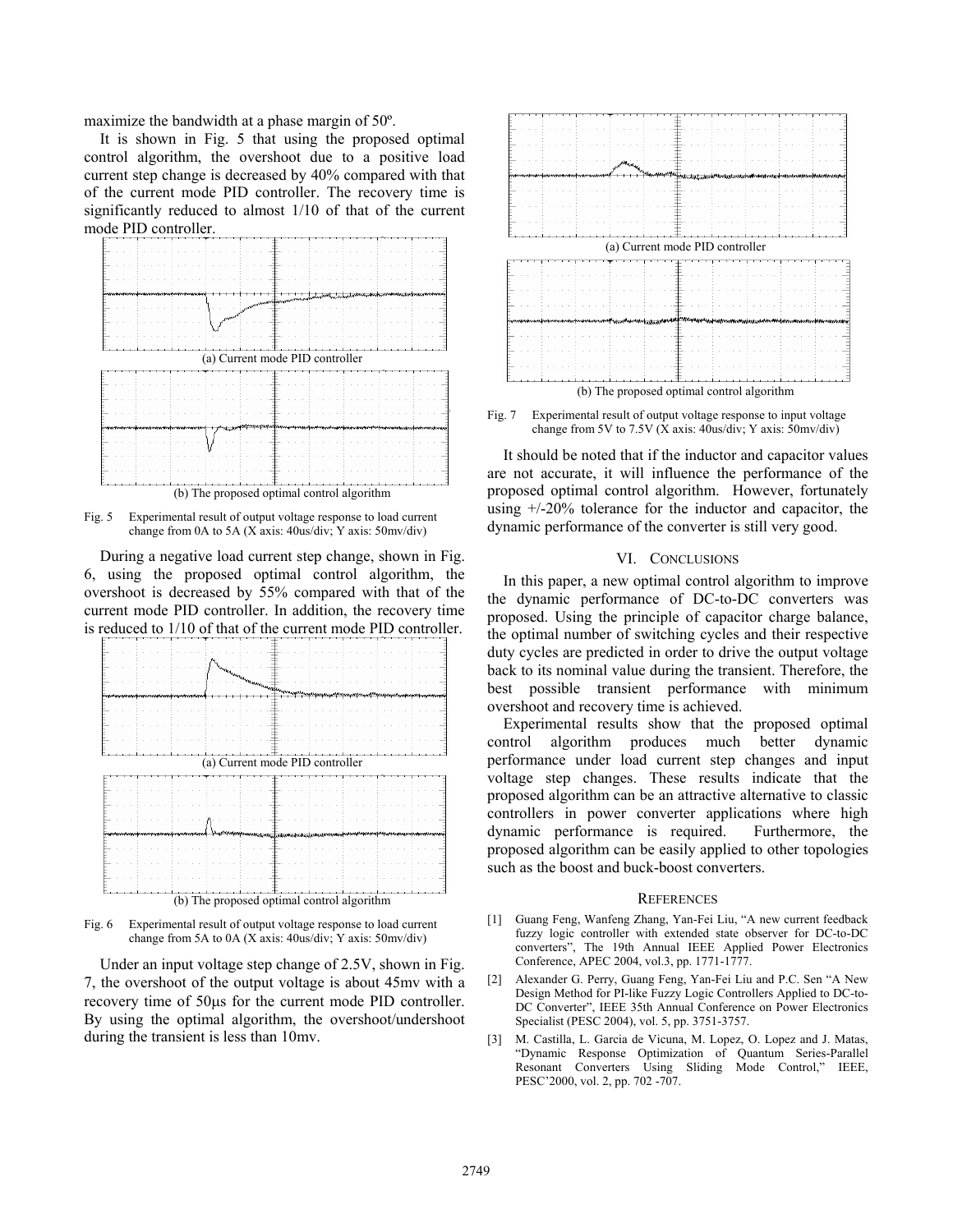maximize the bandwidth at a phase margin of 50º.

It is shown in Fig. 5 that using the proposed optimal control algorithm, the overshoot due to a positive load current step change is decreased by 40% compared with that of the current mode PID controller. The recovery time is significantly reduced to almost 1/10 of that of the current mode PID controller.

(a) Current mode PID controller

(b) The proposed optimal control algorithm

Fig. 5 Experimental result of output voltage response to load current change from 0A to 5A (X axis: 40us/div; Y axis: 50mv/div)

During a negative load current step change, shown in Fig. 6, using the proposed optimal control algorithm, the overshoot is decreased by 55% compared with that of the current mode PID controller. In addition, the recovery time is reduced to 1/10 of that of the current mode PID controller.

(a) Current mode PID controller

(b) The proposed optimal control algorithm

Fig. 6 Experimental result of output voltage response to load current change from 5A to 0A (X axis: 40us/div; Y axis: 50mv/div)

Under an input voltage step change of 2.5V, shown in Fig. 7, the overshoot of the output voltage is about 45mv with a recovery time of 50μs for the current mode PID controller. By using the optimal algorithm, the overshoot/undershoot during the transient is less than 10mv.

(a) Current mode PID controller

(b) The proposed optimal control algorithm

Fig. 7 Experimental result of output voltage response to input voltage change from 5V to 7.5V (X axis: 40us/div; Y axis: 50mv/div)

It should be noted that if the inductor and capacitor values are not accurate, it will influence the performance of the proposed optimal control algorithm. However, fortunately using +/-20% tolerance for the inductor and capacitor, the dynamic performance of the converter is still very good.

## VI. Conclusions

In this paper, a new optimal control algorithm to improve the dynamic performance of DC-to-DC converters was proposed. Using the principle of capacitor charge balance, the optimal number of switching cycles and their respective duty cycles are predicted in order to drive the output voltage back to its nominal value during the transient. Therefore, the best possible transient performance with minimum overshoot and recovery time is achieved.

Experimental results show that the proposed optimal control algorithm produces much better dynamic performance under load current step changes and input voltage step changes. These results indicate that the proposed algorithm can be an attractive alternative to classic controllers in power converter applications where high dynamic performance is required. Furthermore, the proposed algorithm can be easily applied to other topologies such as the boost and buck-boost converters.

## References

[1] Guang Feng, Wanfeng Zhang, Yan-Fei Liu, "A new current feedback fuzzy logic controller with extended state observer for DC-to-DC converters", The 19th Annual IEEE Applied Power Electronics Conference, APEC 2004, vol.3, pp. 1771-1777.

[2] Alexander G. Perry, Guang Feng, Yan-Fei Liu and P.C. Sen "A New Design Method for PI-like Fuzzy Logic Controllers Applied to DC-to-DC Converter", IEEE 35th Annual Conference on Power Electronics Specialist (PESC 2004), vol. 5, pp. 3751-3757.

[3] M. Castilla, L. Garcia de Vicuna, M. Lopez, O. Lopez and J. Matas, "Dynamic Response Optimization of Quantum Series-Parallel Resonant Converters Using Sliding Mode Control," IEEE, PESC'2000, vol. 2, pp. 702 -707.